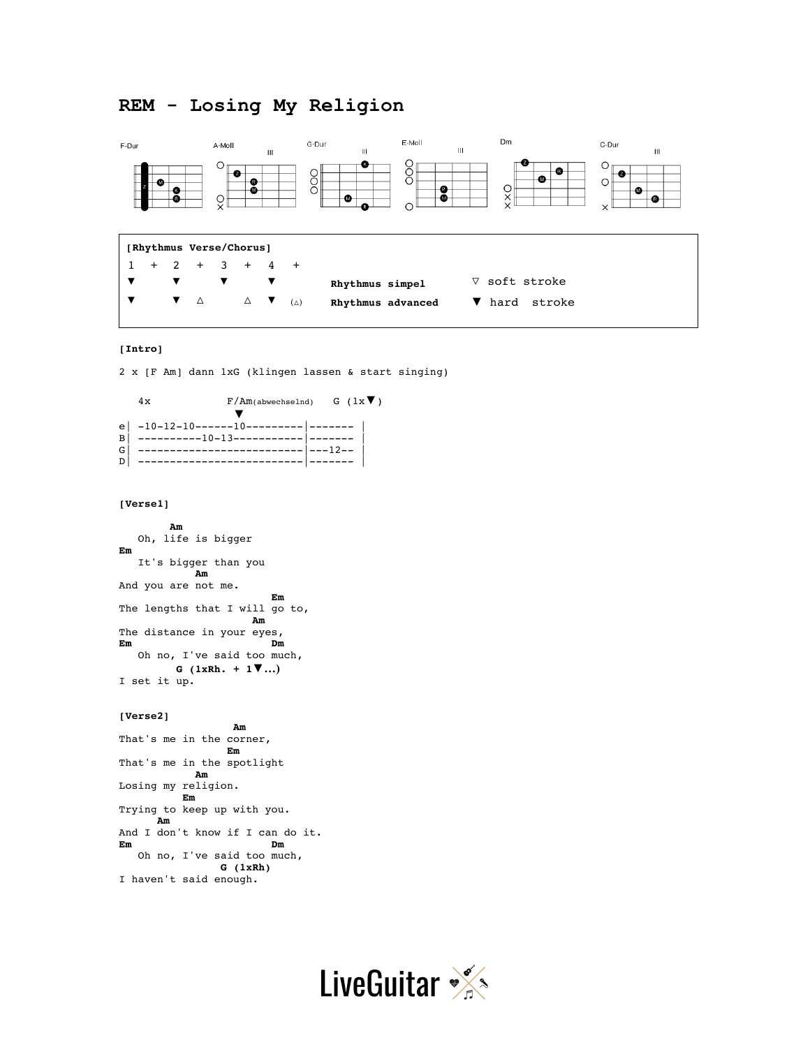# REM - Losing My Religion

F-Dur A-Moll G-Dur E-Moll Dm C-Dur

| [Rhythmus Verse/Chorus] | | |
|---|---|---|
| 1 + 2 + 3 + 4 + | | |
| ▼ ▼ ▼ ▼ | **Rhythmus simpel** | ▽ soft stroke |
| ▼ ▼ △ △ ▼ (△) | **Rhythmus advanced** | ▼ hard stroke |

**[Intro]**

2 x [F Am] dann 1xG (klingen lassen & start singing)

```
   4x            F/Am(abwechselnd)   G (1x▼)
                    ▼
e| -10-12-10------10---------|------- |
B| ----------10-13-----------|------- |
G| --------------------------|---12-- |
D| --------------------------|------- |
```

**[Verse1]**

```
        Am
   Oh, life is bigger
Em
   It's bigger than you
            Am
And you are not me.
                        Em
The lengths that I will go to,
                     Am
The distance in your eyes,
Em                      Dm
   Oh no, I've said too much,
         G (1xRh. + 1▼...)
I set it up.
```

**[Verse2]**

```
                  Am
That's me in the corner,
                 Em
That's me in the spotlight
            Am
Losing my religion.
          Em
Trying to keep up with you.
      Am
And I don't know if I can do it.
Em                      Dm
   Oh no, I've said too much,
                G (1xRh)
I haven't said enough.
```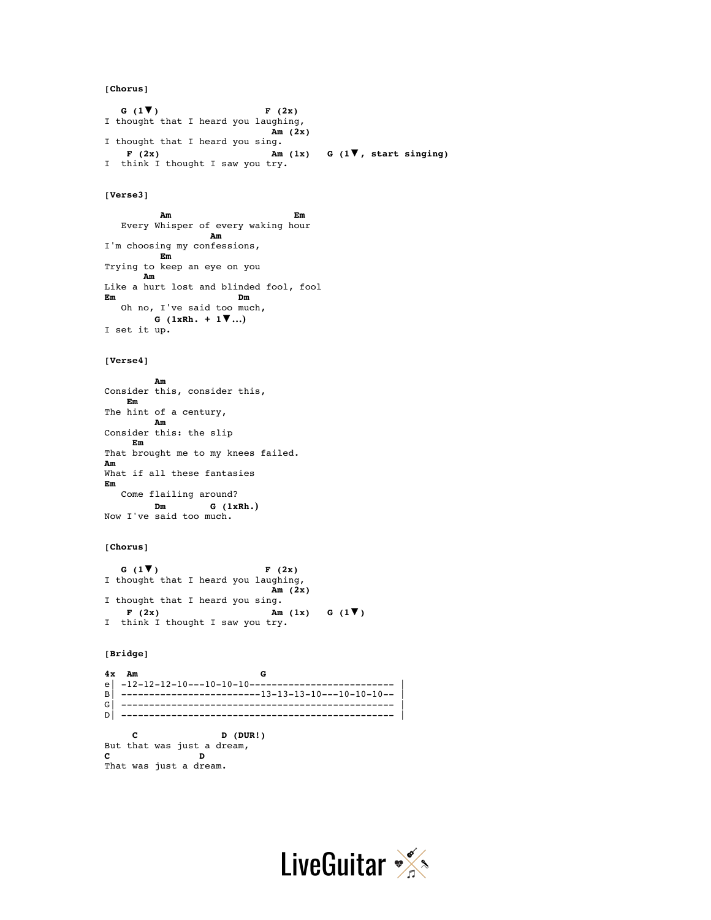**[Chorus]**

```
   G (1▼)                    F (2x)
I thought that I heard you laughing,
                              Am (2x)
I thought that I heard you sing.
    F (2x)                    Am (1x)   G (1▼, start singing)
I  think I thought I saw you try.
```

**[Verse3]**

```
          Am                       Em
   Every Whisper of every waking hour
                   Am
I'm choosing my confessions,
          Em
Trying to keep an eye on you
       Am
Like a hurt lost and blinded fool, fool
Em                      Dm
   Oh no, I've said too much,
        G (1xRh. + 1▼...)
I set it up.
```

**[Verse4]**

```
         Am
Consider this, consider this,
    Em
The hint of a century,
         Am
Consider this: the slip
      Em
That brought me to my knees failed.
Am
What if all these fantasies
Em
   Come flailing around?
         Dm        G (1xRh.)
Now I've said too much.
```

**[Chorus]**

```
   G (1▼)                    F (2x)
I thought that I heard you laughing,
                              Am (2x)
I thought that I heard you sing.
    F (2x)                    Am (1x)   G (1▼)
I  think I thought I saw you try.
```

**[Bridge]**

```
4x  Am                     G
e| -12-12-12-10---10-10-10-------------------------- |
B| -------------------------13-13-13-10---10-10-10-- |
G| ------------------------------------------------- |
D| ------------------------------------------------- |
```

```
     C               D (DUR!)
But that was just a dream,
C              D
That was just a dream.
```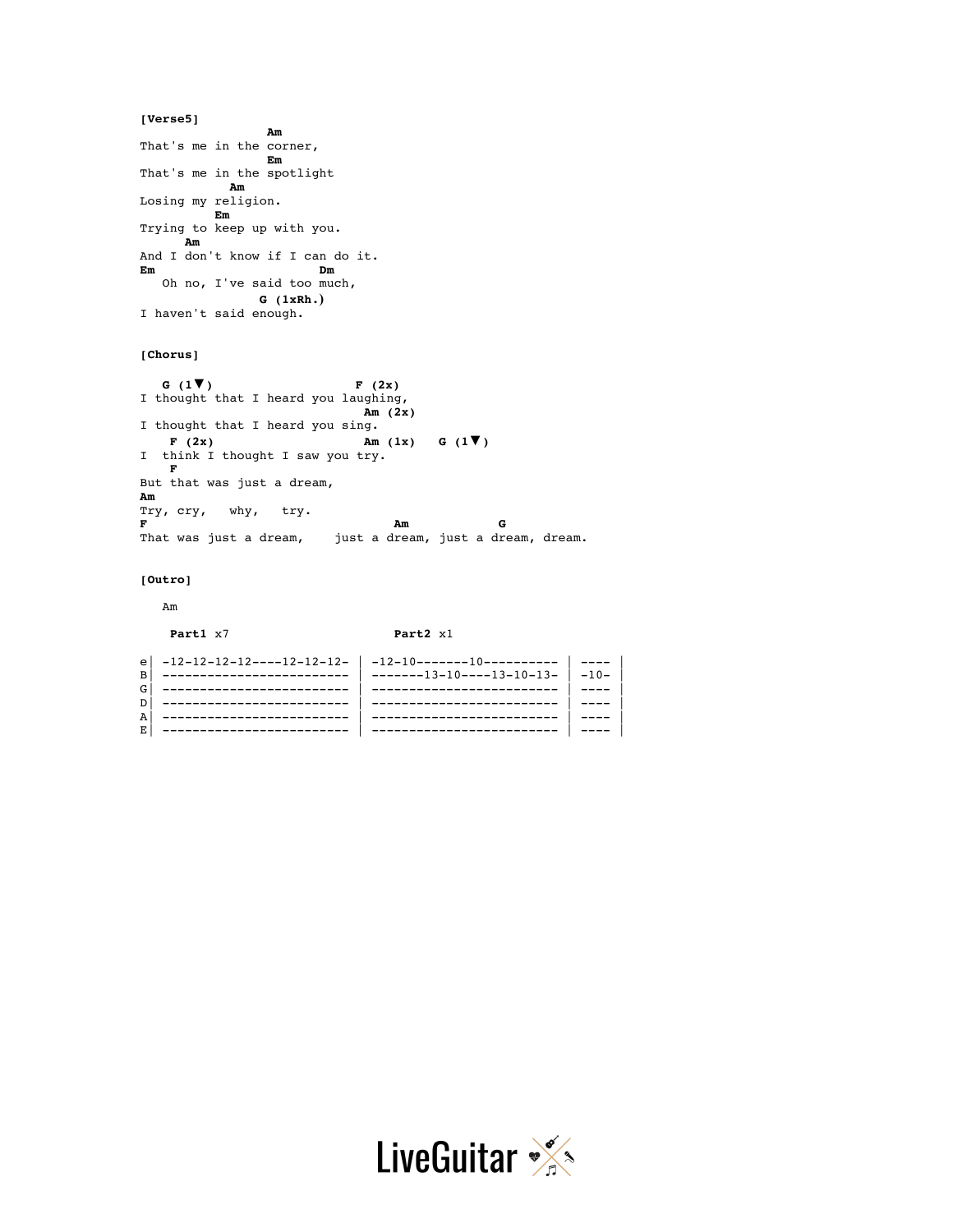**[Verse5]**

```
                 Am
That's me in the corner,
                 Em
That's me in the spotlight
            Am
Losing my religion.
          Em
Trying to keep up with you.
      Am
And I don't know if I can do it.
Em                      Dm
   Oh no, I've said too much,
                G (1xRh.)
I haven't said enough.
```

**[Chorus]**

```
   G (1▼)                    F (2x)
I thought that I heard you laughing,
                              Am (2x)
I thought that I heard you sing.
    F (2x)                   Am (1x)   G (1▼)
I  think I thought I saw you try.
    F
But that was just a dream,
Am
Try, cry,   why,   try.
F                                 Am            G
That was just a dream,    just a dream, just a dream, dream.
```

**[Outro]**

```
   Am

    Part1 x7                      Part2 x1

e| -12-12-12-12----12-12-12- | -12-10-------10---------- | ---- |
B| ------------------------- | -------13-10----13-10-13- | -10- |
G| ------------------------- | ------------------------- | ---- |
D| ------------------------- | ------------------------- | ---- |
A| ------------------------- | ------------------------- | ---- |
E| ------------------------- | ------------------------- | ---- |
```